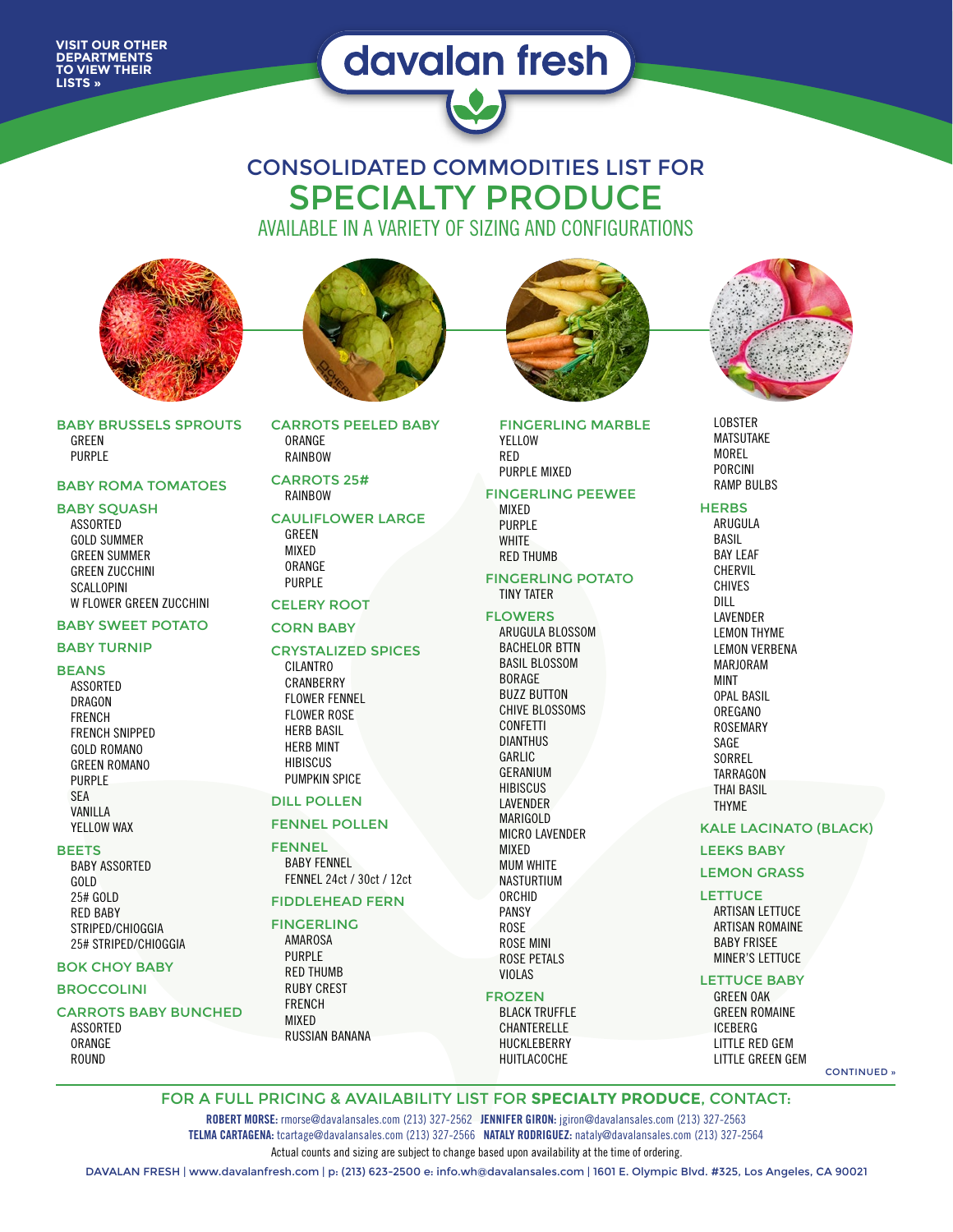VISIT OUR OTHER DEPARTMENTS TO VIEW THEIR LISTS »

# davalan fresh

## CONSOLIDATED COMMODITIES LIST FOR

# SPECIALTY PRODUCE

AVAILABLE IN A VARIETY OF SIZING AND CONFIGURATIONS

### BABY BRUSSELS SPROUTS
- GREEN
- PURPLE

### BABY ROMA TOMATOES

### BABY SQUASH
- ASSORTED
- GOLD SUMMER
- GREEN SUMMER
- GREEN ZUCCHINI
- SCALLOPINI
- W FLOWER GREEN ZUCCHINI

### BABY SWEET POTATO

### BABY TURNIP

### BEANS
- ASSORTED
- DRAGON
- FRENCH
- FRENCH SNIPPED
- GOLD ROMANO
- GREEN ROMANO
- PURPLE
- SEA
- VANILLA
- YELLOW WAX

### BEETS
- BABY ASSORTED
- GOLD
- 25# GOLD
- RED BABY
- STRIPED/CHIOGGIA
- 25# STRIPED/CHIOGGIA

### BOK CHOY BABY

### BROCCOLINI

### CARROTS BABY BUNCHED
- ASSORTED
- ORANGE
- ROUND

### CARROTS PEELED BABY
- ORANGE
- RAINBOW

### CARROTS 25#
- RAINBOW

### CAULIFLOWER LARGE
- GREEN
- MIXED
- ORANGE
- PURPLE

### CELERY ROOT

### CORN BABY

### CRYSTALIZED SPICES
- CILANTRO
- CRANBERRY
- FLOWER FENNEL
- FLOWER ROSE
- HERB BASIL
- HERB MINT
- HIBISCUS
- PUMPKIN SPICE

### DILL POLLEN

### FENNEL POLLEN

### FENNEL
- BABY FENNEL
- FENNEL 24ct / 30ct / 12ct

### FIDDLEHEAD FERN

### FINGERLING
- AMAROSA
- PURPLE
- RED THUMB
- RUBY CREST
- FRENCH
- MIXED
- RUSSIAN BANANA

### FINGERLING MARBLE
- YELLOW
- RED
- PURPLE MIXED

### FINGERLING PEEWEE
- MIXED
- PURPLE
- WHITE
- RED THUMB

### FINGERLING POTATO
- TINY TATER

### FLOWERS
- ARUGULA BLOSSOM
- BACHELOR BTTN
- BASIL BLOSSOM
- BORAGE
- BUZZ BUTTON
- CHIVE BLOSSOMS
- CONFETTI
- DIANTHUS
- GARLIC
- GERANIUM
- HIBISCUS
- LAVENDER
- MARIGOLD
- MICRO LAVENDER
- MIXED
- MUM WHITE
- NASTURTIUM
- ORCHID
- PANSY
- ROSE
- ROSE MINI
- ROSE PETALS
- VIOLAS

### FROZEN
- BLACK TRUFFLE
- CHANTERELLE
- HUCKLEBERRY
- HUITLACOCHE
- LOBSTER
- MATSUTAKE
- MOREL
- PORCINI
- RAMP BULBS

### HERBS
- ARUGULA
- BASIL
- BAY LEAF
- CHERVIL
- CHIVES
- DILL
- LAVENDER
- LEMON THYME
- LEMON VERBENA
- MARJORAM
- MINT
- OPAL BASIL
- OREGANO
- ROSEMARY
- SAGE
- SORREL
- TARRAGON
- THAI BASIL
- THYME

### KALE LACINATO (BLACK)

### LEEKS BABY

### LEMON GRASS

### LETTUCE
- ARTISAN LETTUCE
- ARTISAN ROMAINE
- BABY FRISEE
- MINER'S LETTUCE

### LETTUCE BABY
- GREEN OAK
- GREEN ROMAINE
- ICEBERG
- LITTLE RED GEM
- LITTLE GREEN GEM

CONTINUED »

## FOR A FULL PRICING & AVAILABILITY LIST FOR **SPECIALTY PRODUCE**, CONTACT:

**ROBERT MORSE:** rmorse@davalansales.com (213) 327-2562 **JENNIFER GIRON:** jgiron@davalansales.com (213) 327-2563
**TELMA CARTAGENA:** tcartage@davalansales.com (213) 327-2566 **NATALY RODRIGUEZ:** nataly@davalansales.com (213) 327-2564

Actual counts and sizing are subject to change based upon availability at the time of ordering.

DAVALAN FRESH | www.davalanfresh.com | p: (213) 623-2500 e: info.wh@davalansales.com | 1601 E. Olympic Blvd. #325, Los Angeles, CA 90021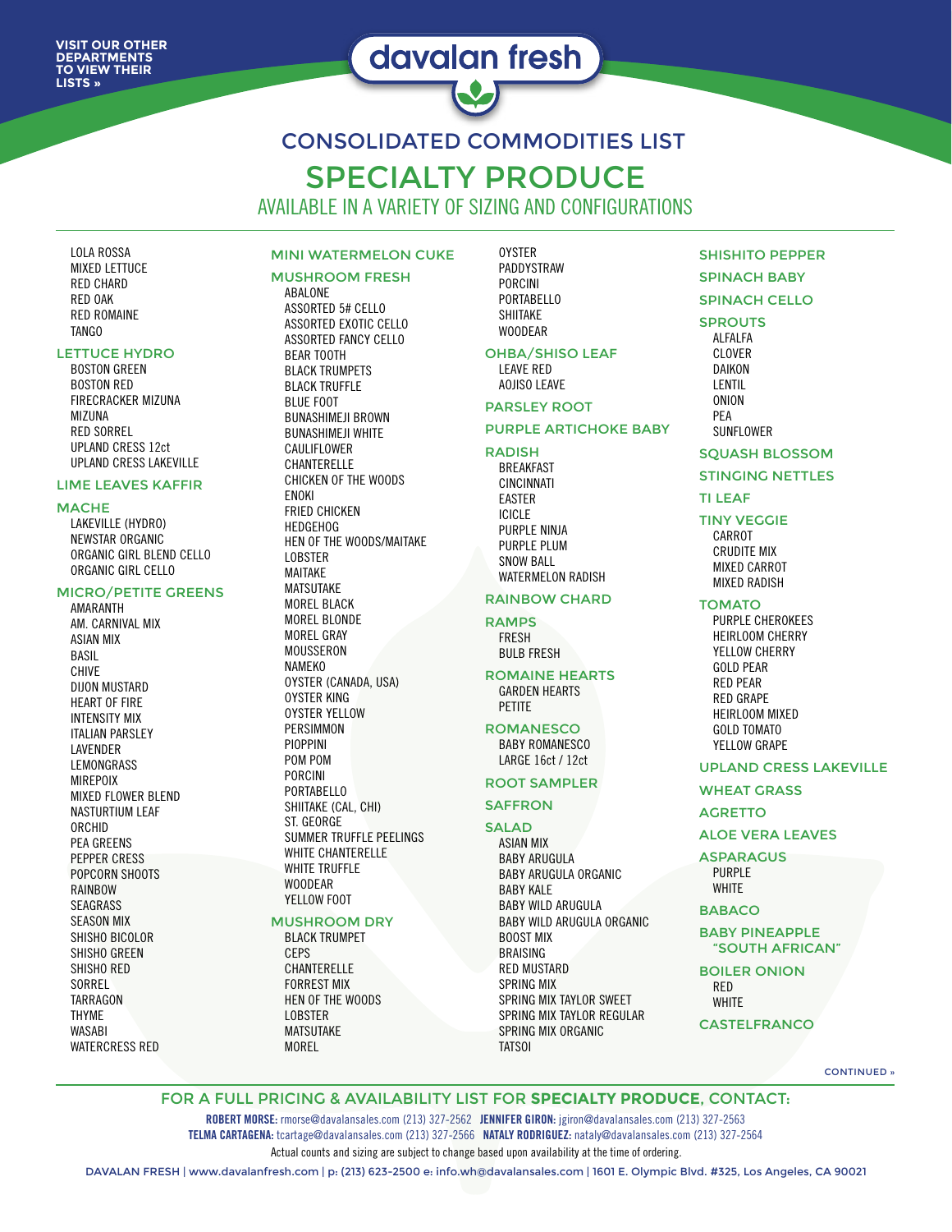VISIT OUR OTHER DEPARTMENTS TO VIEW THEIR LISTS »

davalan fresh

# CONSOLIDATED COMMODITIES LIST

## SPECIALTY PRODUCE

AVAILABLE IN A VARIETY OF SIZING AND CONFIGURATIONS

- LOLA ROSSA
- MIXED LETTUCE
- RED CHARD
- RED OAK
- RED ROMAINE
- TANGO

### LETTUCE HYDRO
- BOSTON GREEN
- BOSTON RED
- FIRECRACKER MIZUNA
- MIZUNA
- RED SORREL
- UPLAND CRESS 12ct
- UPLAND CRESS LAKEVILLE

### LIME LEAVES KAFFIR

### MACHE
- LAKEVILLE (HYDRO)
- NEWSTAR ORGANIC
- ORGANIC GIRL BLEND CELLO
- ORGANIC GIRL CELLO

### MICRO/PETITE GREENS
- AMARANTH
- AM. CARNIVAL MIX
- ASIAN MIX
- BASIL
- CHIVE
- DIJON MUSTARD
- HEART OF FIRE
- INTENSITY MIX
- ITALIAN PARSLEY
- LAVENDER
- LEMONGRASS
- MIREPOIX
- MIXED FLOWER BLEND
- NASTURTIUM LEAF
- ORCHID
- PEA GREENS
- PEPPER CRESS
- POPCORN SHOOTS
- RAINBOW
- SEAGRASS
- SEASON MIX
- SHISHO BICOLOR
- SHISHO GREEN
- SHISHO RED
- SORREL
- TARRAGON
- THYME
- WASABI
- WATERCRESS RED

### MINI WATERMELON CUKE

### MUSHROOM FRESH
- ABALONE
- ASSORTED 5# CELLO
- ASSORTED EXOTIC CELLO
- ASSORTED FANCY CELLO
- BEAR TOOTH
- BLACK TRUMPETS
- BLACK TRUFFLE
- BLUE FOOT
- BUNASHIMEJI BROWN
- BUNASHIMEJI WHITE
- CAULIFLOWER
- CHANTERELLE
- CHICKEN OF THE WOODS
- ENOKI
- FRIED CHICKEN
- HEDGEHOG
- HEN OF THE WOODS/MAITAKE
- LOBSTER
- MAITAKE
- MATSUTAKE
- MOREL BLACK
- MOREL BLONDE
- MOREL GRAY
- MOUSSERON
- NAMEKO
- OYSTER (CANADA, USA)
- OYSTER KING
- OYSTER YELLOW
- PERSIMMON
- PIOPPINI
- POM POM
- PORCINI
- PORTABELLO
- SHIITAKE (CAL, CHI)
- ST. GEORGE
- SUMMER TRUFFLE PEELINGS
- WHITE CHANTERELLE
- WHITE TRUFFLE
- WOODEAR
- YELLOW FOOT

### MUSHROOM DRY
- BLACK TRUMPET
- CEPS
- CHANTERELLE
- FORREST MIX
- HEN OF THE WOODS
- LOBSTER
- MATSUTAKE
- MOREL
- OYSTER
- PADDYSTRAW
- PORCINI
- PORTABELLO
- SHIITAKE
- WOODEAR

### OHBA/SHISO LEAF
- LEAVE RED
- AOJISO LEAVE

### PARSLEY ROOT

### PURPLE ARTICHOKE BABY

### RADISH
- BREAKFAST
- CINCINNATI
- EASTER
- ICICLE
- PURPLE NINJA
- PURPLE PLUM
- SNOW BALL
- WATERMELON RADISH

### RAINBOW CHARD

### RAMPS
- FRESH
- BULB FRESH

### ROMAINE HEARTS
- GARDEN HEARTS
- PETITE

### ROMANESCO
- BABY ROMANESCO
- LARGE 16ct / 12ct

### ROOT SAMPLER

### SAFFRON

### SALAD
- ASIAN MIX
- BABY ARUGULA
- BABY ARUGULA ORGANIC
- BABY KALE
- BABY WILD ARUGULA
- BABY WILD ARUGULA ORGANIC
- BOOST MIX
- BRAISING
- RED MUSTARD
- SPRING MIX
- SPRING MIX TAYLOR SWEET
- SPRING MIX TAYLOR REGULAR
- SPRING MIX ORGANIC
- TATSOI

### SHISHITO PEPPER

### SPINACH BABY

### SPINACH CELLO

### SPROUTS
- ALFALFA
- CLOVER
- DAIKON
- LENTIL
- ONION
- PEA
- SUNFLOWER

### SQUASH BLOSSOM

### STINGING NETTLES

### TI LEAF

### TINY VEGGIE
- CARROT
- CRUDITE MIX
- MIXED CARROT
- MIXED RADISH

### TOMATO
- PURPLE CHEROKEES
- HEIRLOOM CHERRY
- YELLOW CHERRY
- GOLD PEAR
- RED PEAR
- RED GRAPE
- HEIRLOOM MIXED
- GOLD TOMATO
- YELLOW GRAPE

### UPLAND CRESS LAKEVILLE

### WHEAT GRASS

### AGRETTO

### ALOE VERA LEAVES

### ASPARAGUS
- PURPLE
- WHITE

### BABACO

### BABY PINEAPPLE "SOUTH AFRICAN"

### BOILER ONION
- RED
- WHITE

### CASTELFRANCO

CONTINUED »

FOR A FULL PRICING & AVAILABILITY LIST FOR **SPECIALTY PRODUCE**, CONTACT:

**ROBERT MORSE:** rmorse@davalansales.com (213) 327-2562 **JENNIFER GIRON:** jgiron@davalansales.com (213) 327-2563
**TELMA CARTAGENA:** tcartage@davalansales.com (213) 327-2566 **NATALY RODRIGUEZ:** nataly@davalansales.com (213) 327-2564

Actual counts and sizing are subject to change based upon availability at the time of ordering.

DAVALAN FRESH | www.davalanfresh.com | p: (213) 623-2500 e: info.wh@davalansales.com | 1601 E. Olympic Blvd. #325, Los Angeles, CA 90021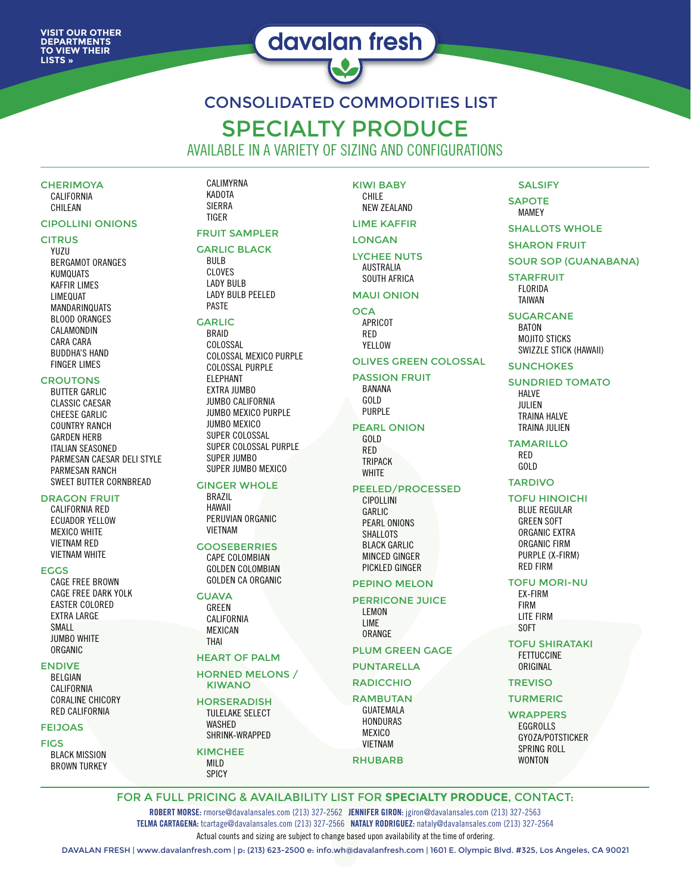VISIT OUR OTHER DEPARTMENTS TO VIEW THEIR LISTS »

davalan fresh

# CONSOLIDATED COMMODITIES LIST

## SPECIALTY PRODUCE

AVAILABLE IN A VARIETY OF SIZING AND CONFIGURATIONS

### CHERIMOYA
- CALIFORNIA
- CHILEAN

### CIPOLLINI ONIONS

### CITRUS
- YUZU
- BERGAMOT ORANGES
- KUMQUATS
- KAFFIR LIMES
- LIMEQUAT
- MANDARINQUATS
- BLOOD ORANGES
- CALAMONDIN
- CARA CARA
- BUDDHA'S HAND
- FINGER LIMES

### CROUTONS
- BUTTER GARLIC
- CLASSIC CAESAR
- CHEESE GARLIC
- COUNTRY RANCH
- GARDEN HERB
- ITALIAN SEASONED
- PARMESAN CAESAR DELI STYLE
- PARMESAN RANCH
- SWEET BUTTER CORNBREAD

### DRAGON FRUIT
- CALIFORNIA RED
- ECUADOR YELLOW
- MEXICO WHITE
- VIETNAM RED
- VIETNAM WHITE

### EGGS
- CAGE FREE BROWN
- CAGE FREE DARK YOLK
- EASTER COLORED
- EXTRA LARGE
- SMALL
- JUMBO WHITE
- ORGANIC

### ENDIVE
- BELGIAN
- CALIFORNIA
- CORALINE CHICORY
- RED CALIFORNIA

### FEIJOAS

### FIGS
- BLACK MISSION
- BROWN TURKEY
- CALIMYRNA
- KADOTA
- SIERRA
- TIGER

### FRUIT SAMPLER

### GARLIC BLACK
- BULB
- CLOVES
- LADY BULB
- LADY BULB PEELED
- PASTE

### GARLIC
- BRAID
- COLOSSAL
- COLOSSAL MEXICO PURPLE
- COLOSSAL PURPLE
- ELEPHANT
- EXTRA JUMBO
- JUMBO CALIFORNIA
- JUMBO MEXICO PURPLE
- JUMBO MEXICO
- SUPER COLOSSAL
- SUPER COLOSSAL PURPLE
- SUPER JUMBO
- SUPER JUMBO MEXICO

### GINGER WHOLE
- BRAZIL
- HAWAII
- PERUVIAN ORGANIC
- VIETNAM

### GOOSEBERRIES
- CAPE COLOMBIAN
- GOLDEN COLOMBIAN
- GOLDEN CA ORGANIC

### GUAVA
- GREEN
- CALIFORNIA
- MEXICAN
- THAI

### HEART OF PALM

### HORNED MELONS / KIWANO

### HORSERADISH
- TULELAKE SELECT
- WASHED
- SHRINK-WRAPPED

### KIMCHEE
- MILD
- SPICY

### KIWI BABY
- CHILE
- NEW ZEALAND

### LIME KAFFIR

### LONGAN

### LYCHEE NUTS
- AUSTRALIA
- SOUTH AFRICA

### MAUI ONION

### OCA
- APRICOT
- RED
- YELLOW

### OLIVES GREEN COLOSSAL

### PASSION FRUIT
- BANANA
- GOLD
- PURPLE

### PEARL ONION
- GOLD
- RED
- TRIPACK
- WHITE

### PEELED/PROCESSED
- CIPOLLINI
- GARLIC
- PEARL ONIONS
- SHALLOTS
- BLACK GARLIC
- MINCED GINGER
- PICKLED GINGER

### PEPINO MELON

### PERRICONE JUICE
- LEMON
- LIME
- ORANGE

### PLUM GREEN GAGE

### PUNTARELLA

### RADICCHIO

### RAMBUTAN
- GUATEMALA
- HONDURAS
- MEXICO
- VIETNAM

### RHUBARB

### SALSIFY

### SAPOTE
- MAMEY

### SHALLOTS WHOLE

### SHARON FRUIT

### SOUR SOP (GUANABANA)

### STARFRUIT
- FLORIDA
- TAIWAN

### SUGARCANE
- BATON
- MOJITO STICKS
- SWIZZLE STICK (HAWAII)

### SUNCHOKES

### SUNDRIED TOMATO
- HALVE
- JULIEN
- TRAINA HALVE
- TRAINA JULIEN

### TAMARILLO
- RED
- GOLD

### TARDIVO

### TOFU HINOICHI
- BLUE REGULAR
- GREEN SOFT
- ORGANIC EXTRA
- ORGANIC FIRM
- PURPLE (X-FIRM)
- RED FIRM

### TOFU MORI-NU
- EX-FIRM
- FIRM
- LITE FIRM
- SOFT

### TOFU SHIRATAKI
- FETTUCCINE
- ORIGINAL

### TREVISO

### TURMERIC

### WRAPPERS
- EGGROLLS
- GYOZA/POTSTICKER
- SPRING ROLL
- WONTON

---

FOR A FULL PRICING & AVAILABILITY LIST FOR **SPECIALTY PRODUCE**, CONTACT:

**ROBERT MORSE:** rmorse@davalansales.com (213) 327-2562 **JENNIFER GIRON:** jgiron@davalansales.com (213) 327-2563
**TELMA CARTAGENA:** tcartage@davalansales.com (213) 327-2566 **NATALY RODRIGUEZ:** nataly@davalansales.com (213) 327-2564

Actual counts and sizing are subject to change based upon availability at the time of ordering.

DAVALAN FRESH | www.davalanfresh.com | p: (213) 623-2500 e: info.wh@davalanfresh.com | 1601 E. Olympic Blvd. #325, Los Angeles, CA 90021